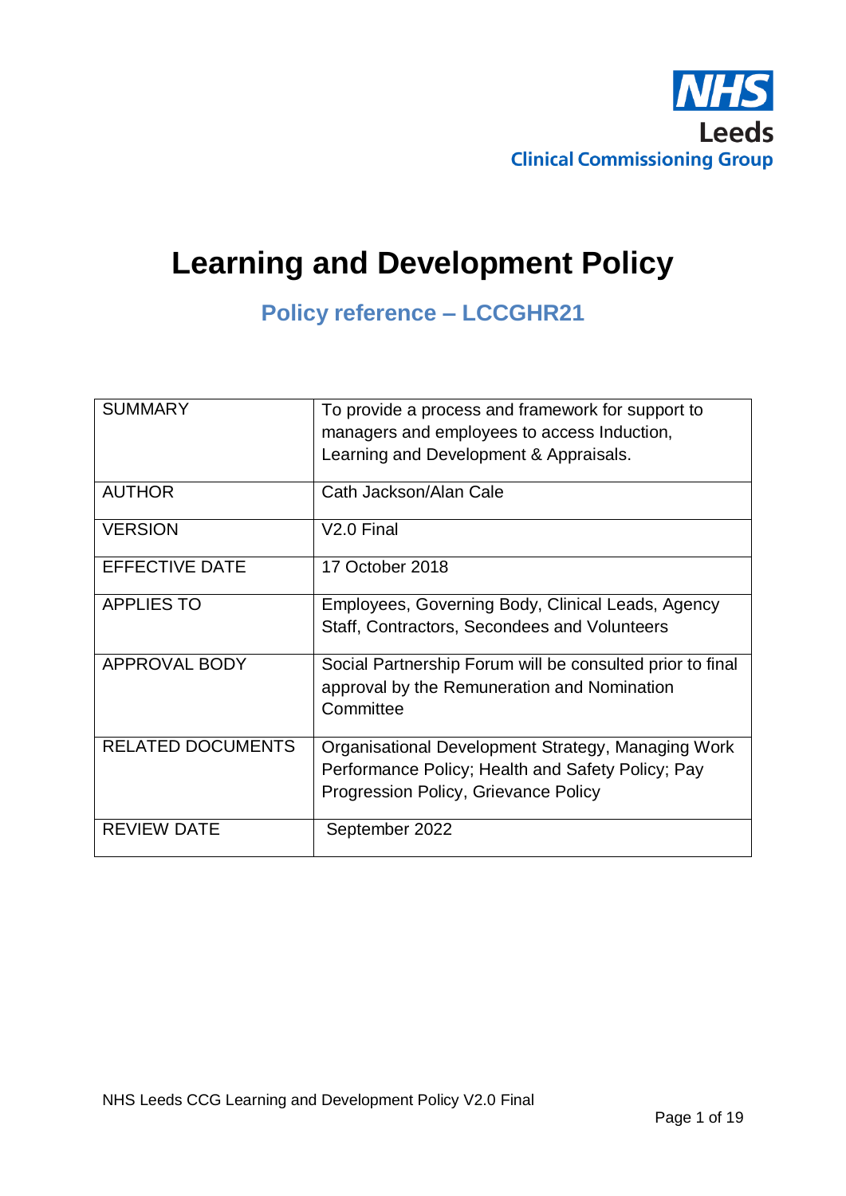NHS
Leeds
Clinical Commissioning Group

# Learning and Development Policy

## Policy reference – LCCGHR21

| | |
|---|---|
| SUMMARY | To provide a process and framework for support to managers and employees to access Induction, Learning and Development & Appraisals. |
| AUTHOR | Cath Jackson/Alan Cale |
| VERSION | V2.0 Final |
| EFFECTIVE DATE | 17 October 2018 |
| APPLIES TO | Employees, Governing Body, Clinical Leads, Agency Staff, Contractors, Secondees and Volunteers |
| APPROVAL BODY | Social Partnership Forum will be consulted prior to final approval by the Remuneration and Nomination Committee |
| RELATED DOCUMENTS | Organisational Development Strategy, Managing Work Performance Policy; Health and Safety Policy; Pay Progression Policy, Grievance Policy |
| REVIEW DATE | September 2022 |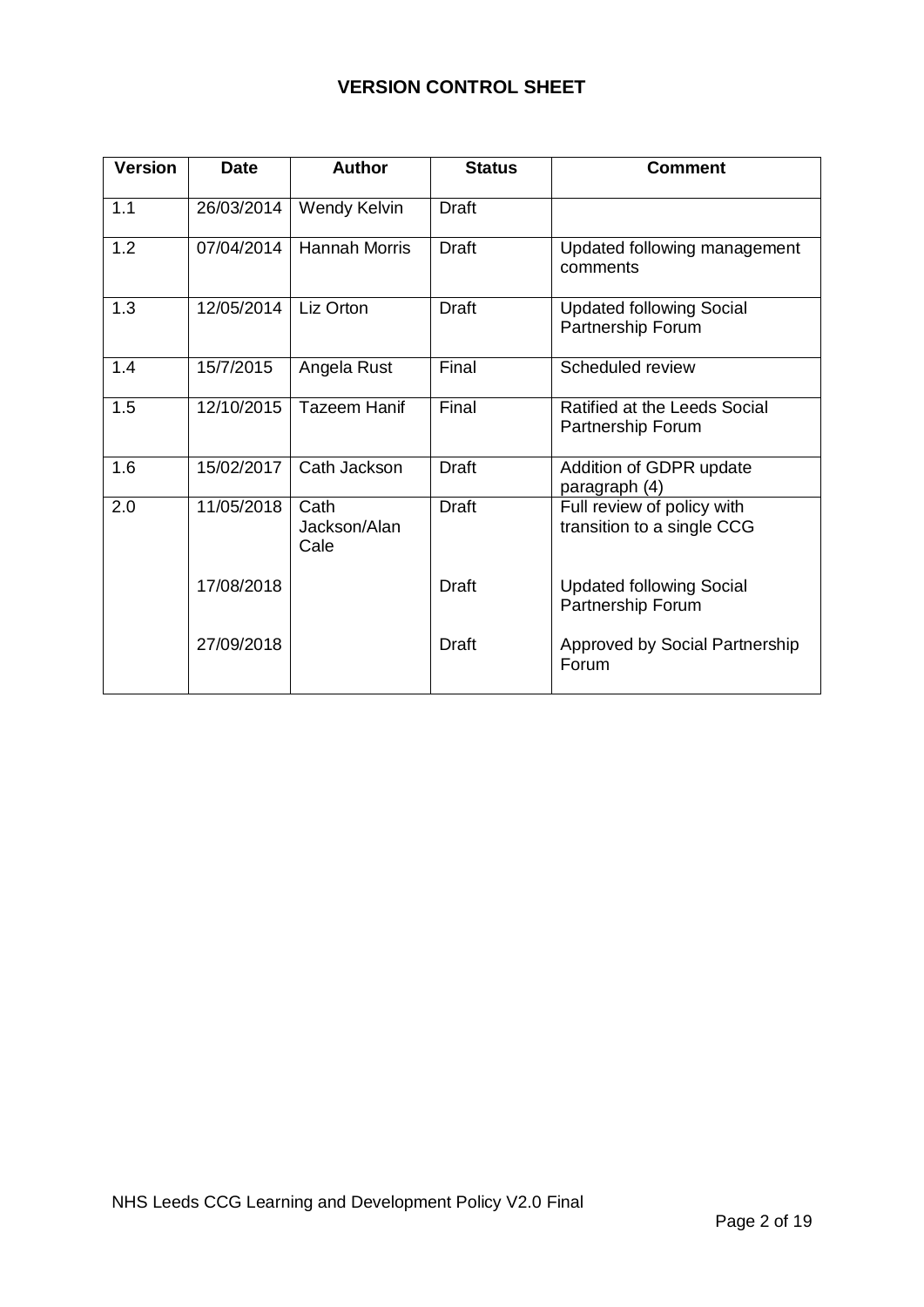## VERSION CONTROL SHEET

| Version | Date | Author | Status | Comment |
|---|---|---|---|---|
| 1.1 | 26/03/2014 | Wendy Kelvin | Draft | |
| 1.2 | 07/04/2014 | Hannah Morris | Draft | Updated following management comments |
| 1.3 | 12/05/2014 | Liz Orton | Draft | Updated following Social Partnership Forum |
| 1.4 | 15/7/2015 | Angela Rust | Final | Scheduled review |
| 1.5 | 12/10/2015 | Tazeem Hanif | Final | Ratified at the Leeds Social Partnership Forum |
| 1.6 | 15/02/2017 | Cath Jackson | Draft | Addition of GDPR update paragraph (4) |
| 2.0 | 11/05/2018 | Cath Jackson/Alan Cale | Draft | Full review of policy with transition to a single CCG |
| | 17/08/2018 | | Draft | Updated following Social Partnership Forum |
| | 27/09/2018 | | Draft | Approved by Social Partnership Forum |

NHS Leeds CCG Learning and Development Policy V2.0 Final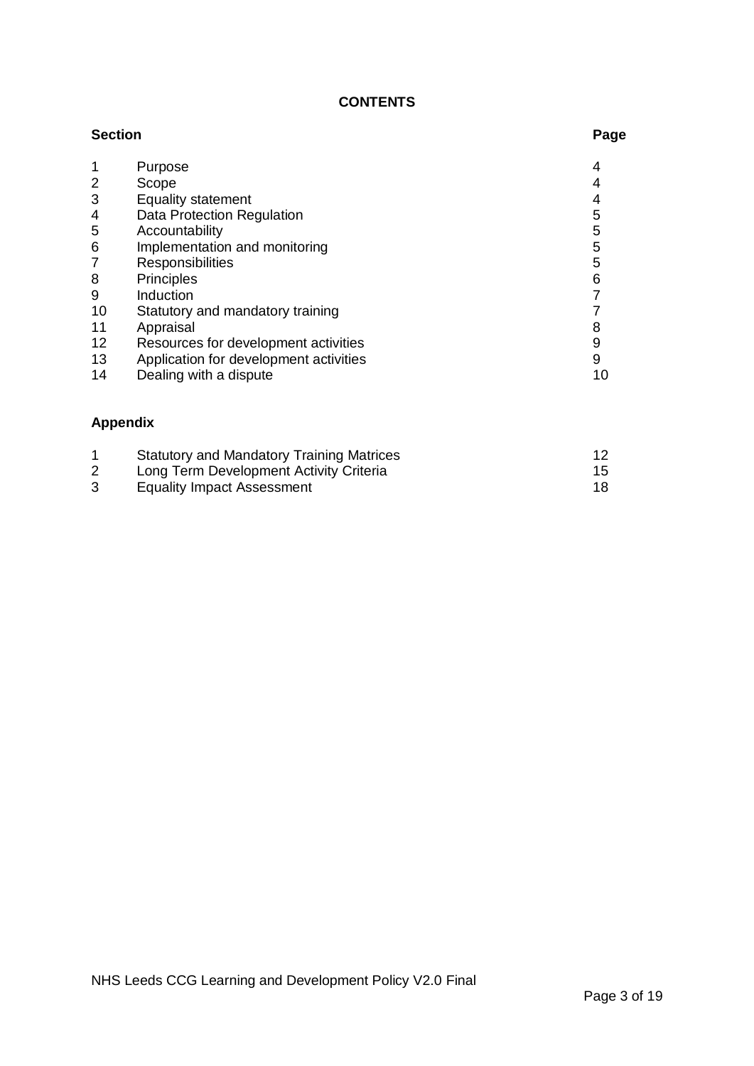**CONTENTS**

| Section | | Page |
|---|---|---|
| 1 | Purpose | 4 |
| 2 | Scope | 4 |
| 3 | Equality statement | 4 |
| 4 | Data Protection Regulation | 5 |
| 5 | Accountability | 5 |
| 6 | Implementation and monitoring | 5 |
| 7 | Responsibilities | 5 |
| 8 | Principles | 6 |
| 9 | Induction | 7 |
| 10 | Statutory and mandatory training | 7 |
| 11 | Appraisal | 8 |
| 12 | Resources for development activities | 9 |
| 13 | Application for development activities | 9 |
| 14 | Dealing with a dispute | 10 |

**Appendix**

| | | |
|---|---|---|
| 1 | Statutory and Mandatory Training Matrices | 12 |
| 2 | Long Term Development Activity Criteria | 15 |
| 3 | Equality Impact Assessment | 18 |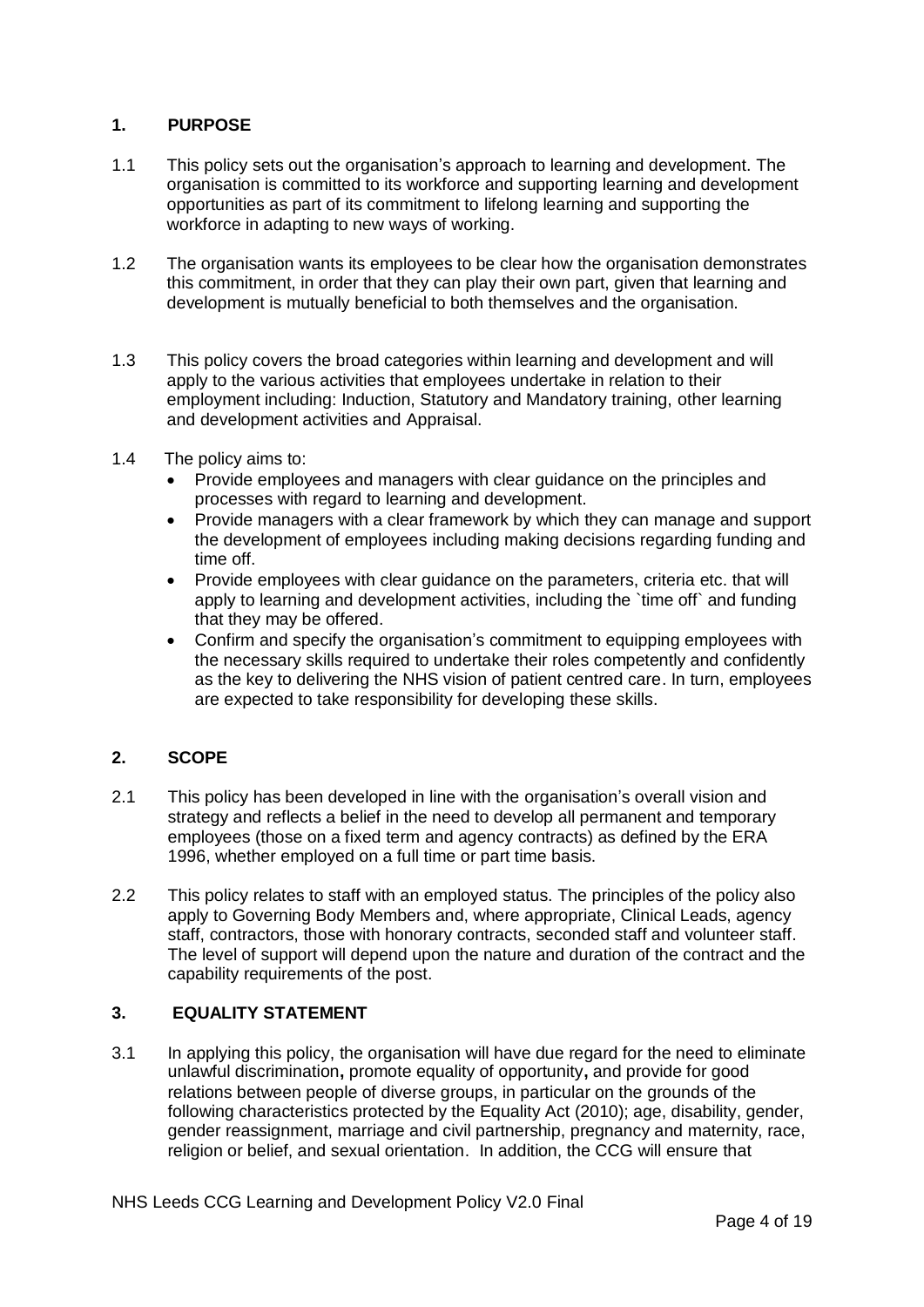## 1. PURPOSE

1.1 This policy sets out the organisation's approach to learning and development. The organisation is committed to its workforce and supporting learning and development opportunities as part of its commitment to lifelong learning and supporting the workforce in adapting to new ways of working.

1.2 The organisation wants its employees to be clear how the organisation demonstrates this commitment, in order that they can play their own part, given that learning and development is mutually beneficial to both themselves and the organisation.

1.3 This policy covers the broad categories within learning and development and will apply to the various activities that employees undertake in relation to their employment including: Induction, Statutory and Mandatory training, other learning and development activities and Appraisal.

1.4 The policy aims to:

- Provide employees and managers with clear guidance on the principles and processes with regard to learning and development.
- Provide managers with a clear framework by which they can manage and support the development of employees including making decisions regarding funding and time off.
- Provide employees with clear guidance on the parameters, criteria etc. that will apply to learning and development activities, including the `time off` and funding that they may be offered.
- Confirm and specify the organisation's commitment to equipping employees with the necessary skills required to undertake their roles competently and confidently as the key to delivering the NHS vision of patient centred care. In turn, employees are expected to take responsibility for developing these skills.

## 2. SCOPE

2.1 This policy has been developed in line with the organisation's overall vision and strategy and reflects a belief in the need to develop all permanent and temporary employees (those on a fixed term and agency contracts) as defined by the ERA 1996, whether employed on a full time or part time basis.

2.2 This policy relates to staff with an employed status. The principles of the policy also apply to Governing Body Members and, where appropriate, Clinical Leads, agency staff, contractors, those with honorary contracts, seconded staff and volunteer staff. The level of support will depend upon the nature and duration of the contract and the capability requirements of the post.

## 3. EQUALITY STATEMENT

3.1 In applying this policy, the organisation will have due regard for the need to eliminate unlawful discrimination**,** promote equality of opportunity**,** and provide for good relations between people of diverse groups, in particular on the grounds of the following characteristics protected by the Equality Act (2010); age, disability, gender, gender reassignment, marriage and civil partnership, pregnancy and maternity, race, religion or belief, and sexual orientation. In addition, the CCG will ensure that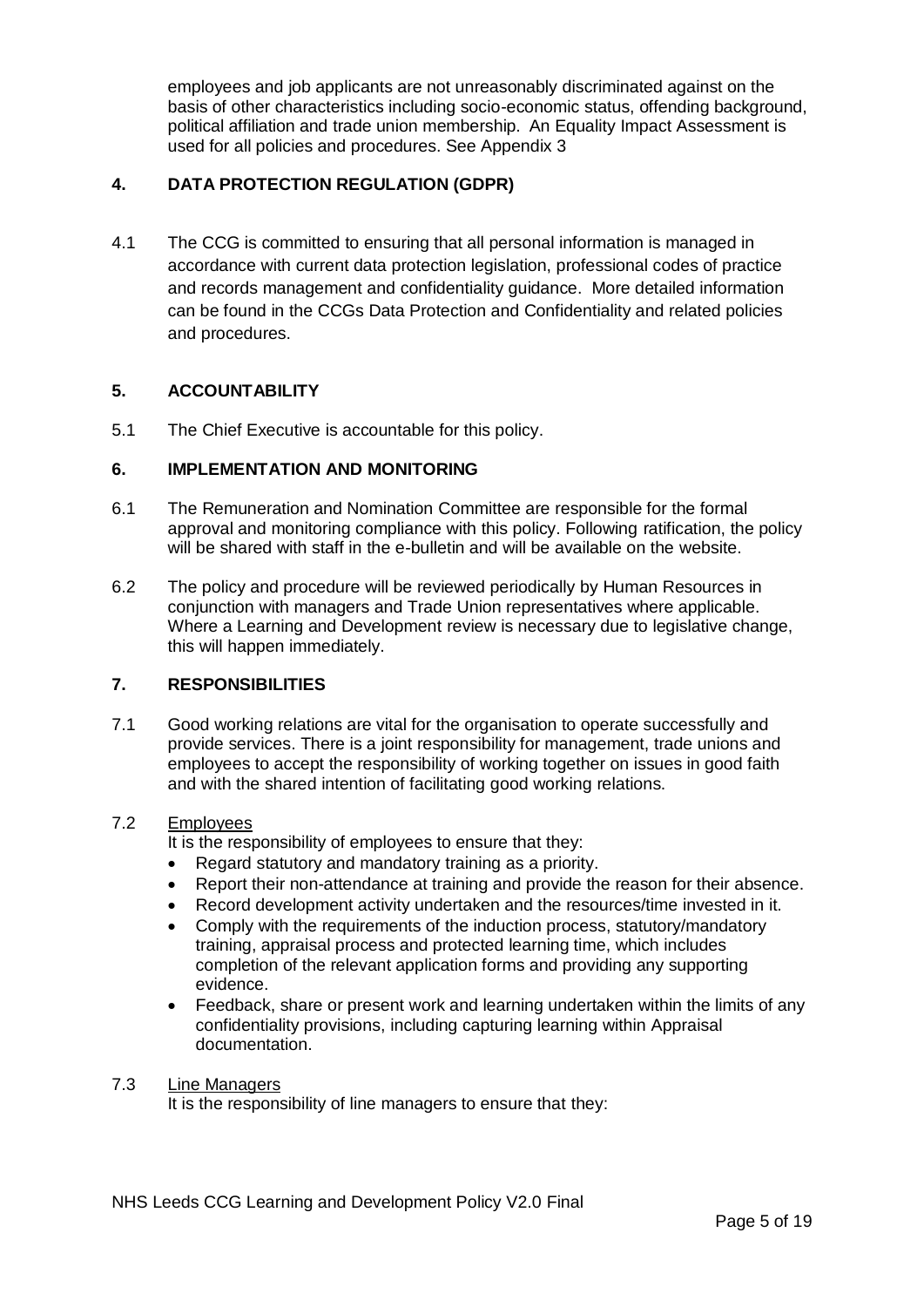employees and job applicants are not unreasonably discriminated against on the basis of other characteristics including socio-economic status, offending background, political affiliation and trade union membership. An Equality Impact Assessment is used for all policies and procedures. See Appendix 3

## 4. DATA PROTECTION REGULATION (GDPR)

4.1 The CCG is committed to ensuring that all personal information is managed in accordance with current data protection legislation, professional codes of practice and records management and confidentiality guidance. More detailed information can be found in the CCGs Data Protection and Confidentiality and related policies and procedures.

## 5. ACCOUNTABILITY

5.1 The Chief Executive is accountable for this policy.

## 6. IMPLEMENTATION AND MONITORING

6.1 The Remuneration and Nomination Committee are responsible for the formal approval and monitoring compliance with this policy. Following ratification, the policy will be shared with staff in the e-bulletin and will be available on the website.

6.2 The policy and procedure will be reviewed periodically by Human Resources in conjunction with managers and Trade Union representatives where applicable. Where a Learning and Development review is necessary due to legislative change, this will happen immediately.

## 7. RESPONSIBILITIES

7.1 Good working relations are vital for the organisation to operate successfully and provide services. There is a joint responsibility for management, trade unions and employees to accept the responsibility of working together on issues in good faith and with the shared intention of facilitating good working relations.

7.2 Employees

It is the responsibility of employees to ensure that they:

- Regard statutory and mandatory training as a priority.
- Report their non-attendance at training and provide the reason for their absence.
- Record development activity undertaken and the resources/time invested in it.
- Comply with the requirements of the induction process, statutory/mandatory training, appraisal process and protected learning time, which includes completion of the relevant application forms and providing any supporting evidence.
- Feedback, share or present work and learning undertaken within the limits of any confidentiality provisions, including capturing learning within Appraisal documentation.

7.3 Line Managers

It is the responsibility of line managers to ensure that they: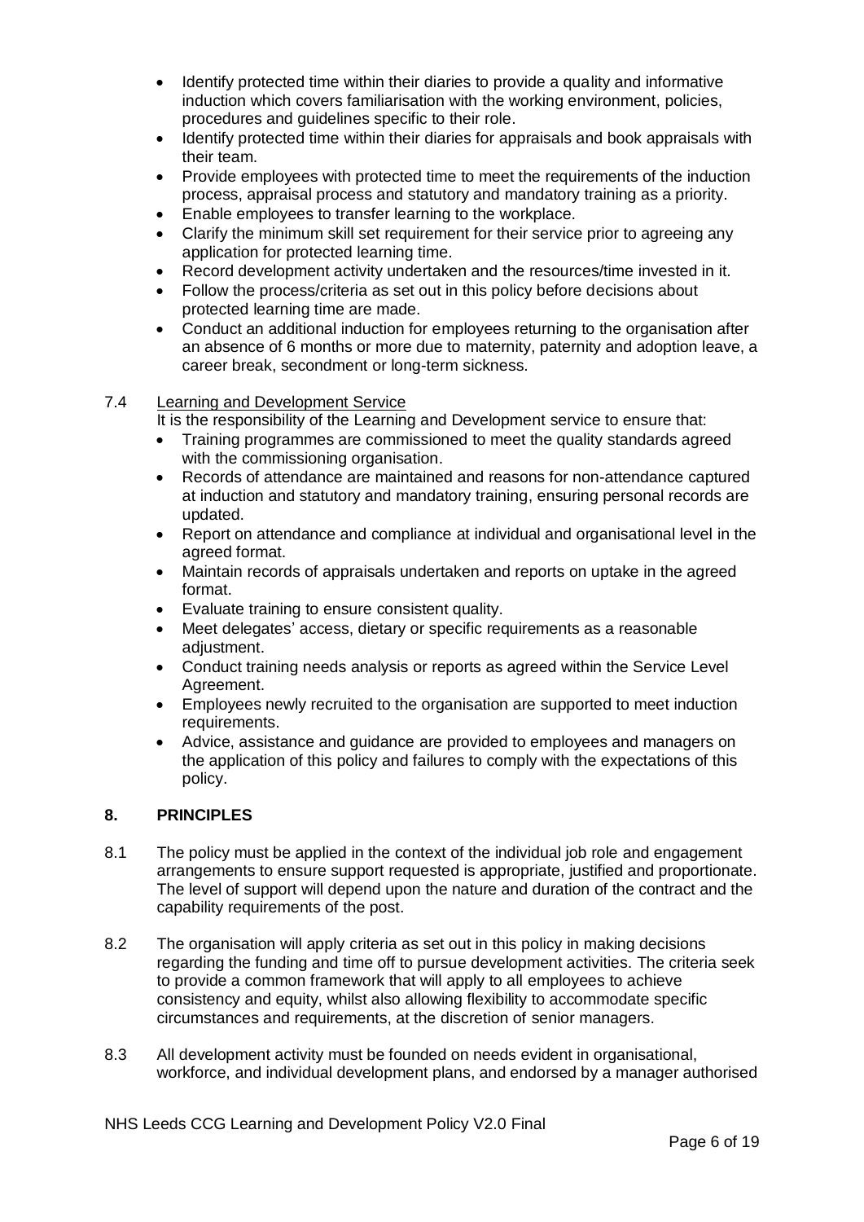- Identify protected time within their diaries to provide a quality and informative induction which covers familiarisation with the working environment, policies, procedures and guidelines specific to their role.
- Identify protected time within their diaries for appraisals and book appraisals with their team.
- Provide employees with protected time to meet the requirements of the induction process, appraisal process and statutory and mandatory training as a priority.
- Enable employees to transfer learning to the workplace.
- Clarify the minimum skill set requirement for their service prior to agreeing any application for protected learning time.
- Record development activity undertaken and the resources/time invested in it.
- Follow the process/criteria as set out in this policy before decisions about protected learning time are made.
- Conduct an additional induction for employees returning to the organisation after an absence of 6 months or more due to maternity, paternity and adoption leave, a career break, secondment or long-term sickness.

7.4 Learning and Development Service

It is the responsibility of the Learning and Development service to ensure that:

- Training programmes are commissioned to meet the quality standards agreed with the commissioning organisation.
- Records of attendance are maintained and reasons for non-attendance captured at induction and statutory and mandatory training, ensuring personal records are updated.
- Report on attendance and compliance at individual and organisational level in the agreed format.
- Maintain records of appraisals undertaken and reports on uptake in the agreed format.
- Evaluate training to ensure consistent quality.
- Meet delegates' access, dietary or specific requirements as a reasonable adjustment.
- Conduct training needs analysis or reports as agreed within the Service Level Agreement.
- Employees newly recruited to the organisation are supported to meet induction requirements.
- Advice, assistance and guidance are provided to employees and managers on the application of this policy and failures to comply with the expectations of this policy.

## 8. PRINCIPLES

8.1 The policy must be applied in the context of the individual job role and engagement arrangements to ensure support requested is appropriate, justified and proportionate. The level of support will depend upon the nature and duration of the contract and the capability requirements of the post.

8.2 The organisation will apply criteria as set out in this policy in making decisions regarding the funding and time off to pursue development activities. The criteria seek to provide a common framework that will apply to all employees to achieve consistency and equity, whilst also allowing flexibility to accommodate specific circumstances and requirements, at the discretion of senior managers.

8.3 All development activity must be founded on needs evident in organisational, workforce, and individual development plans, and endorsed by a manager authorised

NHS Leeds CCG Learning and Development Policy V2.0 Final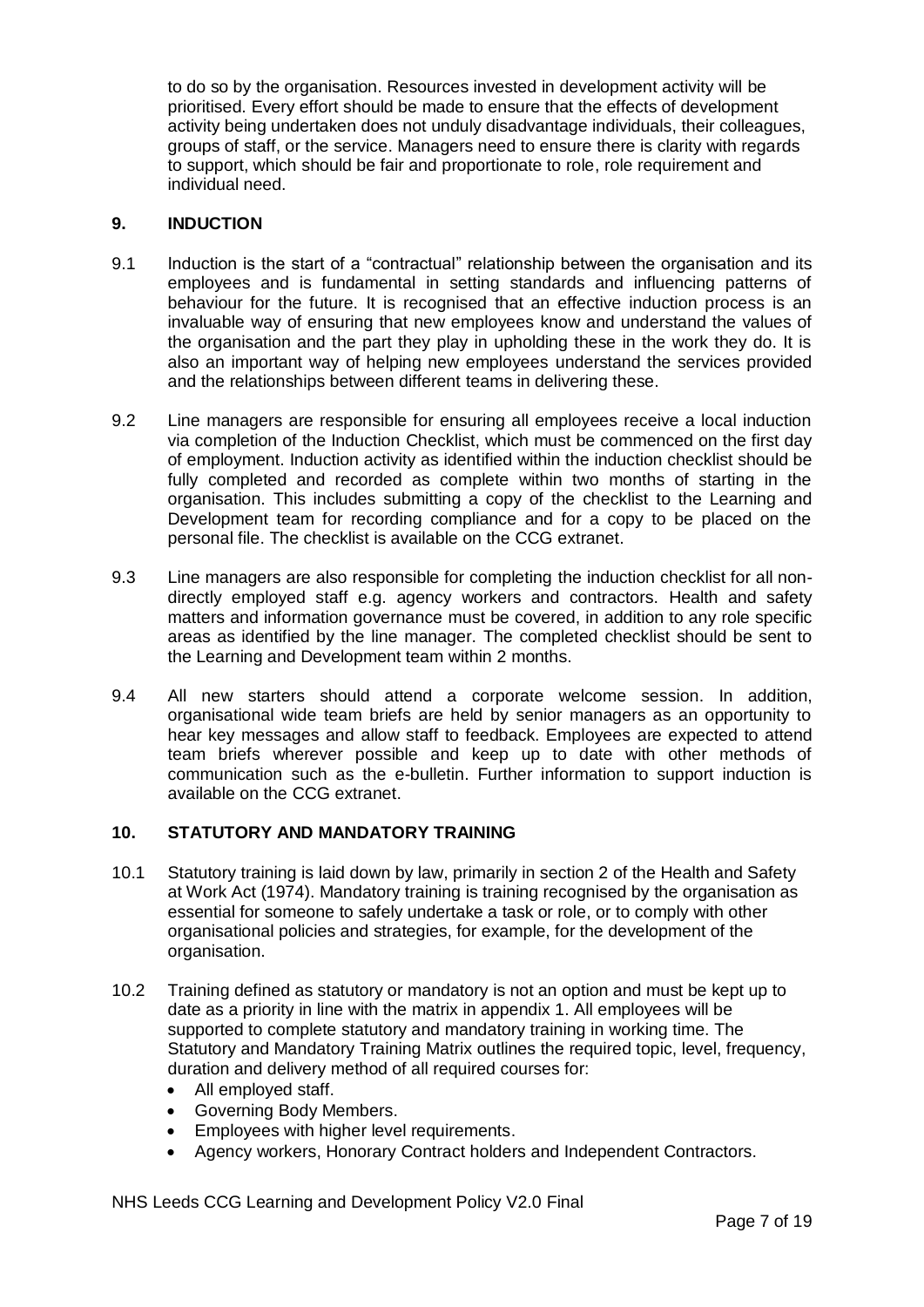to do so by the organisation. Resources invested in development activity will be prioritised. Every effort should be made to ensure that the effects of development activity being undertaken does not unduly disadvantage individuals, their colleagues, groups of staff, or the service. Managers need to ensure there is clarity with regards to support, which should be fair and proportionate to role, role requirement and individual need.

## 9. INDUCTION

9.1 Induction is the start of a "contractual" relationship between the organisation and its employees and is fundamental in setting standards and influencing patterns of behaviour for the future. It is recognised that an effective induction process is an invaluable way of ensuring that new employees know and understand the values of the organisation and the part they play in upholding these in the work they do. It is also an important way of helping new employees understand the services provided and the relationships between different teams in delivering these.

9.2 Line managers are responsible for ensuring all employees receive a local induction via completion of the Induction Checklist, which must be commenced on the first day of employment. Induction activity as identified within the induction checklist should be fully completed and recorded as complete within two months of starting in the organisation. This includes submitting a copy of the checklist to the Learning and Development team for recording compliance and for a copy to be placed on the personal file. The checklist is available on the CCG extranet.

9.3 Line managers are also responsible for completing the induction checklist for all non-directly employed staff e.g. agency workers and contractors. Health and safety matters and information governance must be covered, in addition to any role specific areas as identified by the line manager. The completed checklist should be sent to the Learning and Development team within 2 months.

9.4 All new starters should attend a corporate welcome session. In addition, organisational wide team briefs are held by senior managers as an opportunity to hear key messages and allow staff to feedback. Employees are expected to attend team briefs wherever possible and keep up to date with other methods of communication such as the e-bulletin. Further information to support induction is available on the CCG extranet.

## 10. STATUTORY AND MANDATORY TRAINING

10.1 Statutory training is laid down by law, primarily in section 2 of the Health and Safety at Work Act (1974). Mandatory training is training recognised by the organisation as essential for someone to safely undertake a task or role, or to comply with other organisational policies and strategies, for example, for the development of the organisation.

10.2 Training defined as statutory or mandatory is not an option and must be kept up to date as a priority in line with the matrix in appendix 1. All employees will be supported to complete statutory and mandatory training in working time. The Statutory and Mandatory Training Matrix outlines the required topic, level, frequency, duration and delivery method of all required courses for:

- All employed staff.
- Governing Body Members.
- Employees with higher level requirements.
- Agency workers, Honorary Contract holders and Independent Contractors.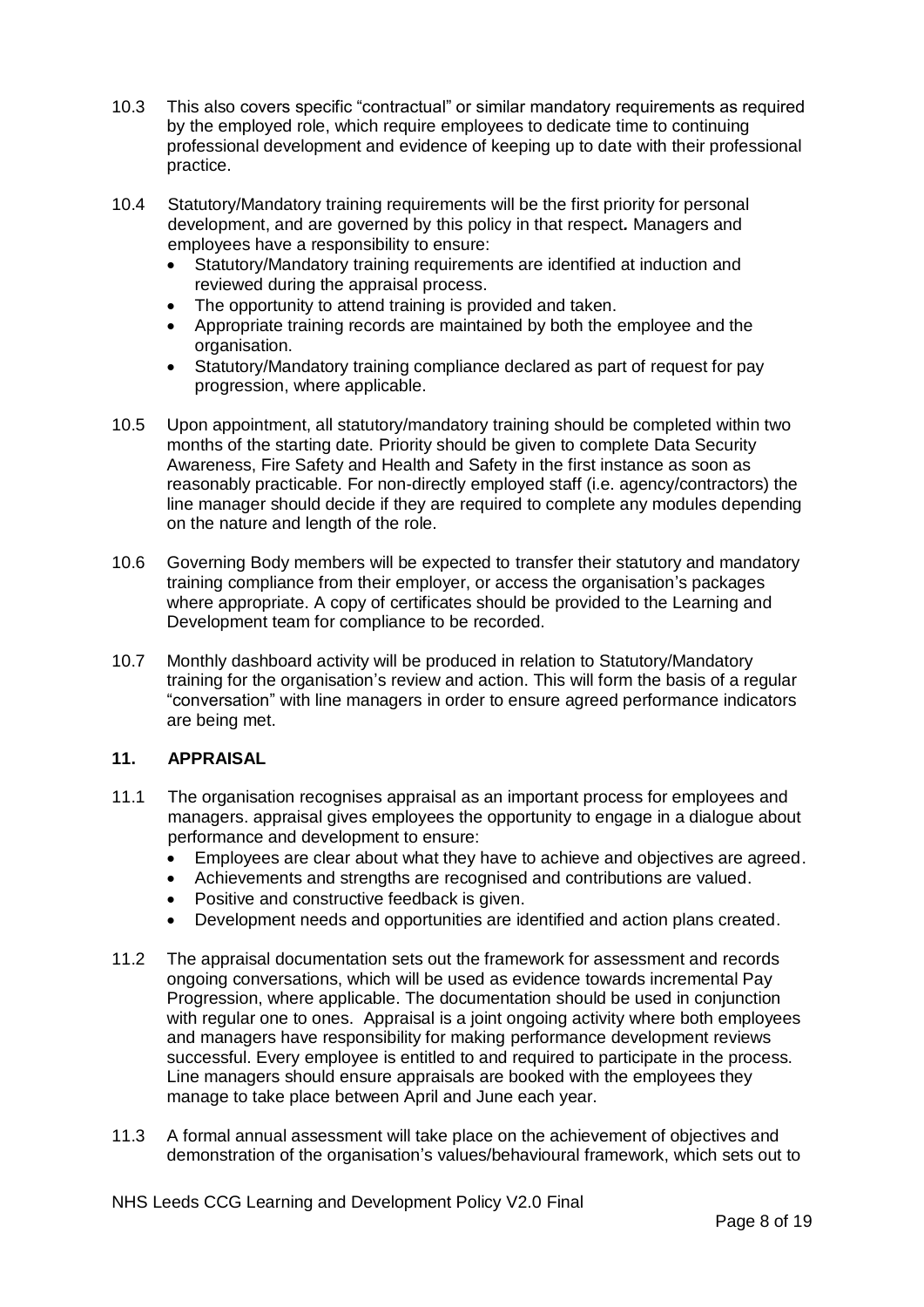10.3 This also covers specific "contractual" or similar mandatory requirements as required by the employed role, which require employees to dedicate time to continuing professional development and evidence of keeping up to date with their professional practice.

10.4 Statutory/Mandatory training requirements will be the first priority for personal development, and are governed by this policy in that respect**.** Managers and employees have a responsibility to ensure:

- Statutory/Mandatory training requirements are identified at induction and reviewed during the appraisal process.
- The opportunity to attend training is provided and taken.
- Appropriate training records are maintained by both the employee and the organisation.
- Statutory/Mandatory training compliance declared as part of request for pay progression, where applicable.

10.5 Upon appointment, all statutory/mandatory training should be completed within two months of the starting date. Priority should be given to complete Data Security Awareness, Fire Safety and Health and Safety in the first instance as soon as reasonably practicable. For non-directly employed staff (i.e. agency/contractors) the line manager should decide if they are required to complete any modules depending on the nature and length of the role.

10.6 Governing Body members will be expected to transfer their statutory and mandatory training compliance from their employer, or access the organisation's packages where appropriate. A copy of certificates should be provided to the Learning and Development team for compliance to be recorded.

10.7 Monthly dashboard activity will be produced in relation to Statutory/Mandatory training for the organisation's review and action. This will form the basis of a regular "conversation" with line managers in order to ensure agreed performance indicators are being met.

## 11. APPRAISAL

11.1 The organisation recognises appraisal as an important process for employees and managers. appraisal gives employees the opportunity to engage in a dialogue about performance and development to ensure:

- Employees are clear about what they have to achieve and objectives are agreed.
- Achievements and strengths are recognised and contributions are valued.
- Positive and constructive feedback is given.
- Development needs and opportunities are identified and action plans created.

11.2 The appraisal documentation sets out the framework for assessment and records ongoing conversations, which will be used as evidence towards incremental Pay Progression, where applicable. The documentation should be used in conjunction with regular one to ones. Appraisal is a joint ongoing activity where both employees and managers have responsibility for making performance development reviews successful. Every employee is entitled to and required to participate in the process. Line managers should ensure appraisals are booked with the employees they manage to take place between April and June each year.

11.3 A formal annual assessment will take place on the achievement of objectives and demonstration of the organisation's values/behavioural framework, which sets out to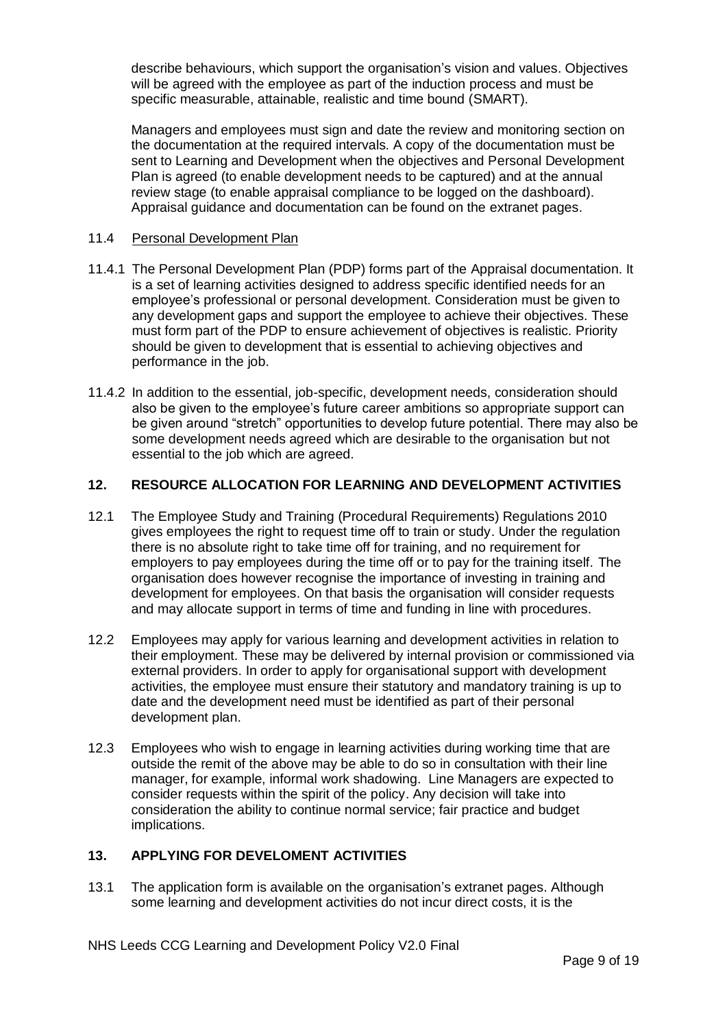describe behaviours, which support the organisation's vision and values. Objectives will be agreed with the employee as part of the induction process and must be specific measurable, attainable, realistic and time bound (SMART).

Managers and employees must sign and date the review and monitoring section on the documentation at the required intervals. A copy of the documentation must be sent to Learning and Development when the objectives and Personal Development Plan is agreed (to enable development needs to be captured) and at the annual review stage (to enable appraisal compliance to be logged on the dashboard). Appraisal guidance and documentation can be found on the extranet pages.

11.4 Personal Development Plan

11.4.1 The Personal Development Plan (PDP) forms part of the Appraisal documentation. It is a set of learning activities designed to address specific identified needs for an employee's professional or personal development. Consideration must be given to any development gaps and support the employee to achieve their objectives. These must form part of the PDP to ensure achievement of objectives is realistic. Priority should be given to development that is essential to achieving objectives and performance in the job.

11.4.2 In addition to the essential, job-specific, development needs, consideration should also be given to the employee's future career ambitions so appropriate support can be given around "stretch" opportunities to develop future potential. There may also be some development needs agreed which are desirable to the organisation but not essential to the job which are agreed.

## 12. RESOURCE ALLOCATION FOR LEARNING AND DEVELOPMENT ACTIVITIES

12.1 The Employee Study and Training (Procedural Requirements) Regulations 2010 gives employees the right to request time off to train or study. Under the regulation there is no absolute right to take time off for training, and no requirement for employers to pay employees during the time off or to pay for the training itself. The organisation does however recognise the importance of investing in training and development for employees. On that basis the organisation will consider requests and may allocate support in terms of time and funding in line with procedures.

12.2 Employees may apply for various learning and development activities in relation to their employment. These may be delivered by internal provision or commissioned via external providers. In order to apply for organisational support with development activities, the employee must ensure their statutory and mandatory training is up to date and the development need must be identified as part of their personal development plan.

12.3 Employees who wish to engage in learning activities during working time that are outside the remit of the above may be able to do so in consultation with their line manager, for example, informal work shadowing. Line Managers are expected to consider requests within the spirit of the policy. Any decision will take into consideration the ability to continue normal service; fair practice and budget implications.

## 13. APPLYING FOR DEVELOMENT ACTIVITIES

13.1 The application form is available on the organisation's extranet pages. Although some learning and development activities do not incur direct costs, it is the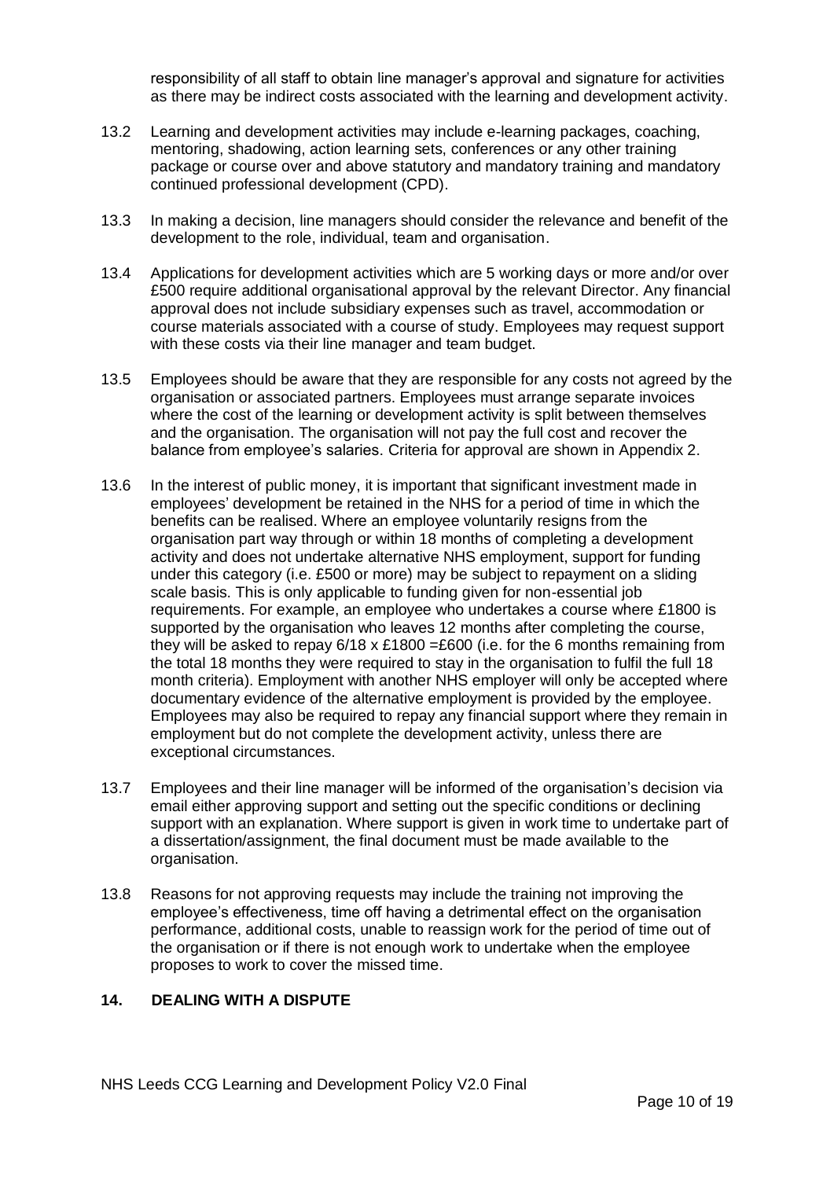responsibility of all staff to obtain line manager's approval and signature for activities as there may be indirect costs associated with the learning and development activity.

13.2 Learning and development activities may include e-learning packages, coaching, mentoring, shadowing, action learning sets, conferences or any other training package or course over and above statutory and mandatory training and mandatory continued professional development (CPD).

13.3 In making a decision, line managers should consider the relevance and benefit of the development to the role, individual, team and organisation.

13.4 Applications for development activities which are 5 working days or more and/or over £500 require additional organisational approval by the relevant Director. Any financial approval does not include subsidiary expenses such as travel, accommodation or course materials associated with a course of study. Employees may request support with these costs via their line manager and team budget.

13.5 Employees should be aware that they are responsible for any costs not agreed by the organisation or associated partners. Employees must arrange separate invoices where the cost of the learning or development activity is split between themselves and the organisation. The organisation will not pay the full cost and recover the balance from employee's salaries. Criteria for approval are shown in Appendix 2.

13.6 In the interest of public money, it is important that significant investment made in employees' development be retained in the NHS for a period of time in which the benefits can be realised. Where an employee voluntarily resigns from the organisation part way through or within 18 months of completing a development activity and does not undertake alternative NHS employment, support for funding under this category (i.e. £500 or more) may be subject to repayment on a sliding scale basis. This is only applicable to funding given for non-essential job requirements. For example, an employee who undertakes a course where £1800 is supported by the organisation who leaves 12 months after completing the course, they will be asked to repay 6/18 x £1800 =£600 (i.e. for the 6 months remaining from the total 18 months they were required to stay in the organisation to fulfil the full 18 month criteria). Employment with another NHS employer will only be accepted where documentary evidence of the alternative employment is provided by the employee. Employees may also be required to repay any financial support where they remain in employment but do not complete the development activity, unless there are exceptional circumstances.

13.7 Employees and their line manager will be informed of the organisation's decision via email either approving support and setting out the specific conditions or declining support with an explanation. Where support is given in work time to undertake part of a dissertation/assignment, the final document must be made available to the organisation.

13.8 Reasons for not approving requests may include the training not improving the employee's effectiveness, time off having a detrimental effect on the organisation performance, additional costs, unable to reassign work for the period of time out of the organisation or if there is not enough work to undertake when the employee proposes to work to cover the missed time.

## 14. DEALING WITH A DISPUTE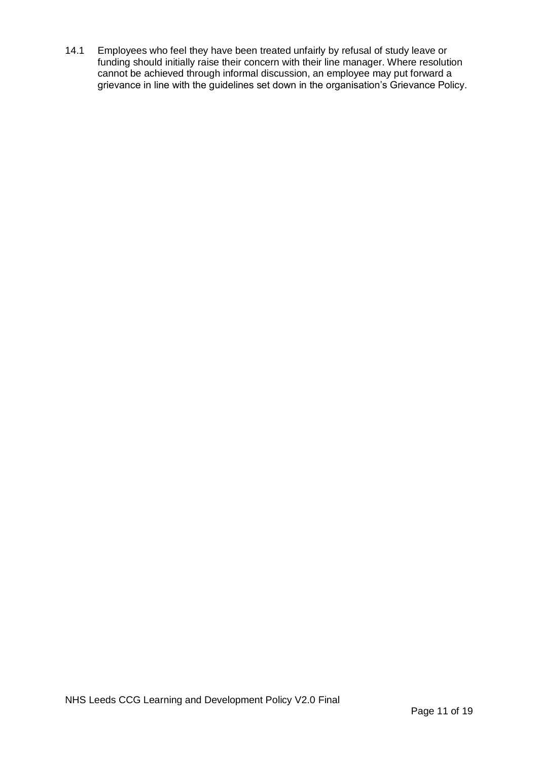14.1 Employees who feel they have been treated unfairly by refusal of study leave or funding should initially raise their concern with their line manager. Where resolution cannot be achieved through informal discussion, an employee may put forward a grievance in line with the guidelines set down in the organisation's Grievance Policy.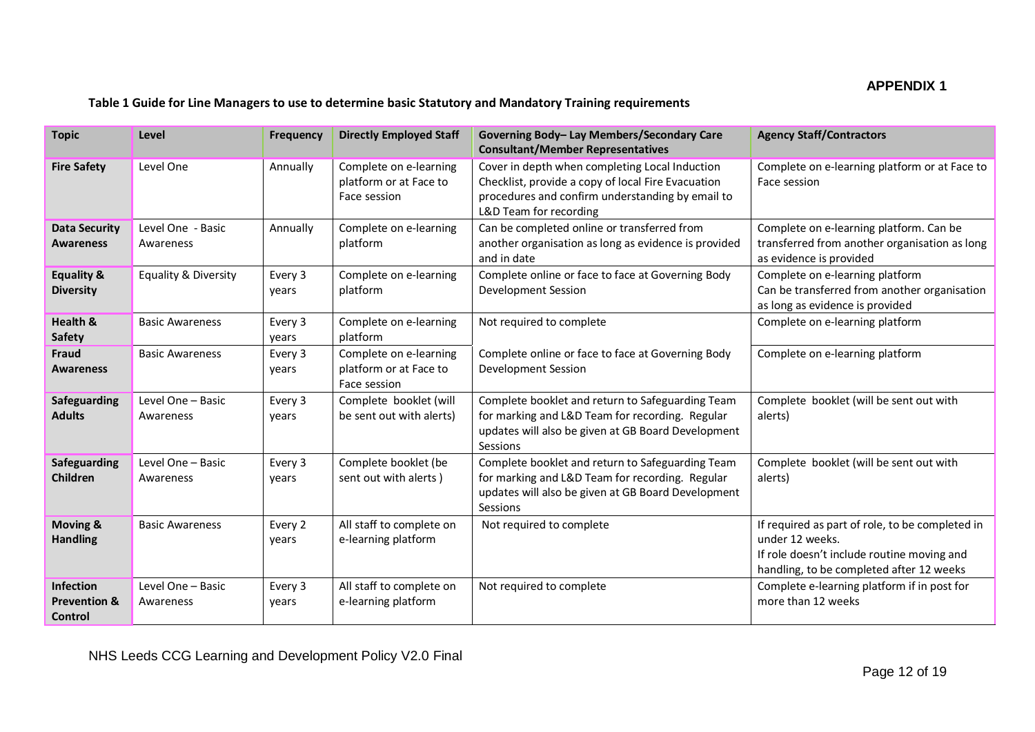**APPENDIX 1**

**Table 1 Guide for Line Managers to use to determine basic Statutory and Mandatory Training requirements**

| Topic | Level | Frequency | Directly Employed Staff | Governing Body– Lay Members/Secondary Care Consultant/Member Representatives | Agency Staff/Contractors |
|---|---|---|---|---|---|
| **Fire Safety** | Level One | Annually | Complete on e-learning platform or at Face to Face session | Cover in depth when completing Local Induction Checklist, provide a copy of local Fire Evacuation procedures and confirm understanding by email to L&D Team for recording | Complete on e-learning platform or at Face to Face session |
| **Data Security Awareness** | Level One - Basic Awareness | Annually | Complete on e-learning platform | Can be completed online or transferred from another organisation as long as evidence is provided and in date | Complete on e-learning platform. Can be transferred from another organisation as long as evidence is provided |
| **Equality & Diversity** | Equality & Diversity | Every 3 years | Complete on e-learning platform | Complete online or face to face at Governing Body Development Session | Complete on e-learning platform<br>Can be transferred from another organisation as long as evidence is provided |
| **Health & Safety** | Basic Awareness | Every 3 years | Complete on e-learning platform | Not required to complete | Complete on e-learning platform |
| **Fraud Awareness** | Basic Awareness | Every 3 years | Complete on e-learning platform or at Face to Face session | Complete online or face to face at Governing Body Development Session | Complete on e-learning platform |
| **Safeguarding Adults** | Level One – Basic Awareness | Every 3 years | Complete booklet (will be sent out with alerts) | Complete booklet and return to Safeguarding Team for marking and L&D Team for recording. Regular updates will also be given at GB Board Development Sessions | Complete booklet (will be sent out with alerts) |
| **Safeguarding Children** | Level One – Basic Awareness | Every 3 years | Complete booklet (be sent out with alerts ) | Complete booklet and return to Safeguarding Team for marking and L&D Team for recording. Regular updates will also be given at GB Board Development Sessions | Complete booklet (will be sent out with alerts) |
| **Moving & Handling** | Basic Awareness | Every 2 years | All staff to complete on e-learning platform | Not required to complete | If required as part of role, to be completed in under 12 weeks.<br>If role doesn't include routine moving and handling, to be completed after 12 weeks |
| **Infection Prevention & Control** | Level One – Basic Awareness | Every 3 years | All staff to complete on e-learning platform | Not required to complete | Complete e-learning platform if in post for more than 12 weeks |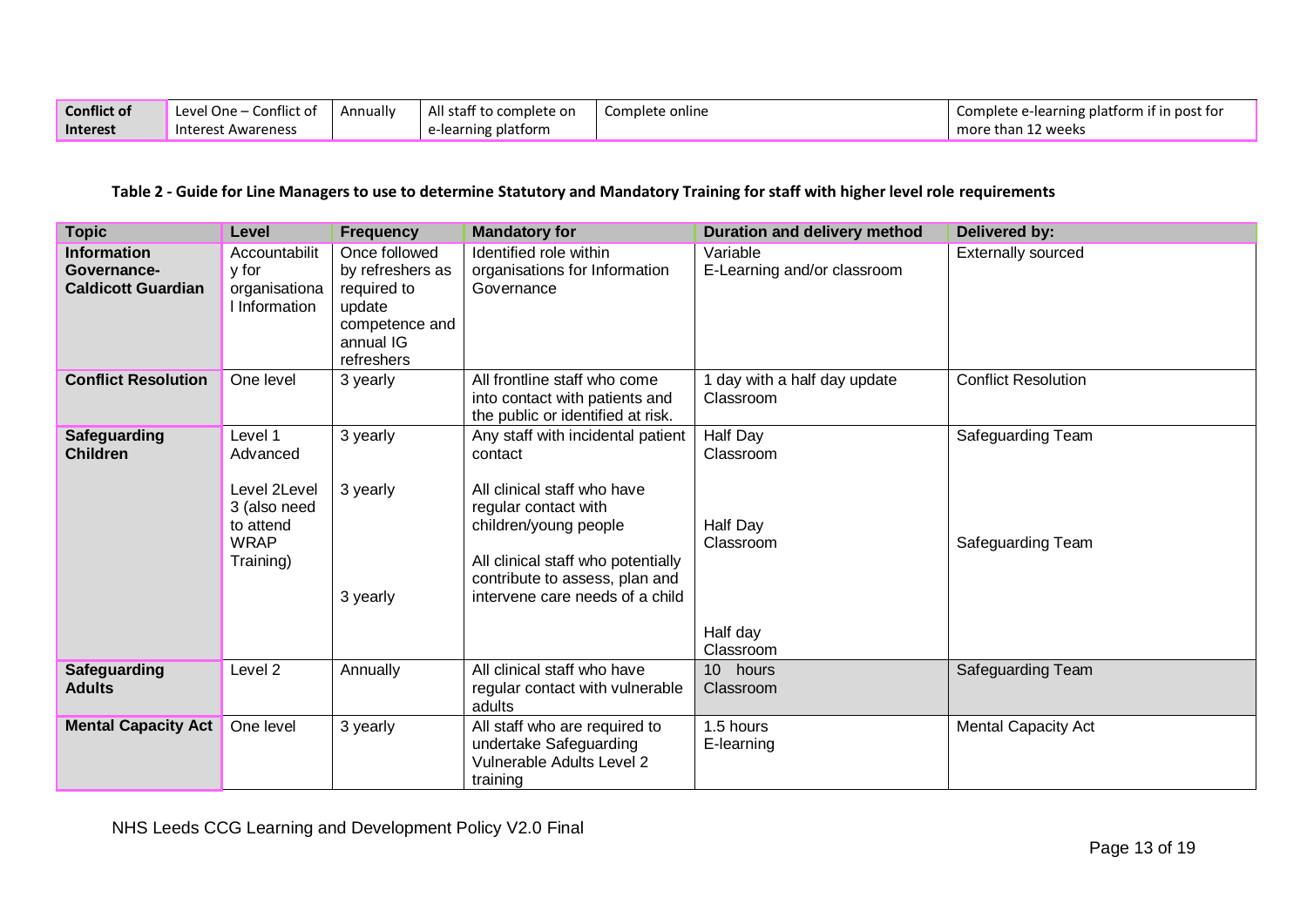| Conflict of Interest | Level One – Conflict of Interest Awareness | Annually | All staff to complete on e-learning platform | Complete online | Complete e-learning platform if in post for more than 12 weeks |
|---|---|---|---|---|---|

**Table 2 - Guide for Line Managers to use to determine Statutory and Mandatory Training for staff with higher level role requirements**

| Topic | Level | Frequency | Mandatory for | Duration and delivery method | Delivered by: |
|---|---|---|---|---|---|
| **Information Governance-Caldicott Guardian** | Accountability for organisational Information | Once followed by refreshers as required to update competence and annual IG refreshers | Identified role within organisations for Information Governance | Variable<br>E-Learning and/or classroom | Externally sourced |
| **Conflict Resolution** | One level | 3 yearly | All frontline staff who come into contact with patients and the public or identified at risk. | 1 day with a half day update<br>Classroom | Conflict Resolution |
| **Safeguarding Children** | Level 1 Advanced<br><br>Level 2Level 3 (also need to attend WRAP Training) | 3 yearly<br><br>3 yearly<br><br>3 yearly | Any staff with incidental patient contact<br><br>All clinical staff who have regular contact with children/young people<br><br>All clinical staff who potentially contribute to assess, plan and intervene care needs of a child | Half Day<br>Classroom<br><br>Half Day<br>Classroom<br><br>Half day<br>Classroom | Safeguarding Team<br><br>Safeguarding Team |
| **Safeguarding Adults** | Level 2 | Annually | All clinical staff who have regular contact with vulnerable adults | 10 hours<br>Classroom | Safeguarding Team |
| **Mental Capacity Act** | One level | 3 yearly | All staff who are required to undertake Safeguarding Vulnerable Adults Level 2 training | 1.5 hours<br>E-learning | Mental Capacity Act |

NHS Leeds CCG Learning and Development Policy V2.0 Final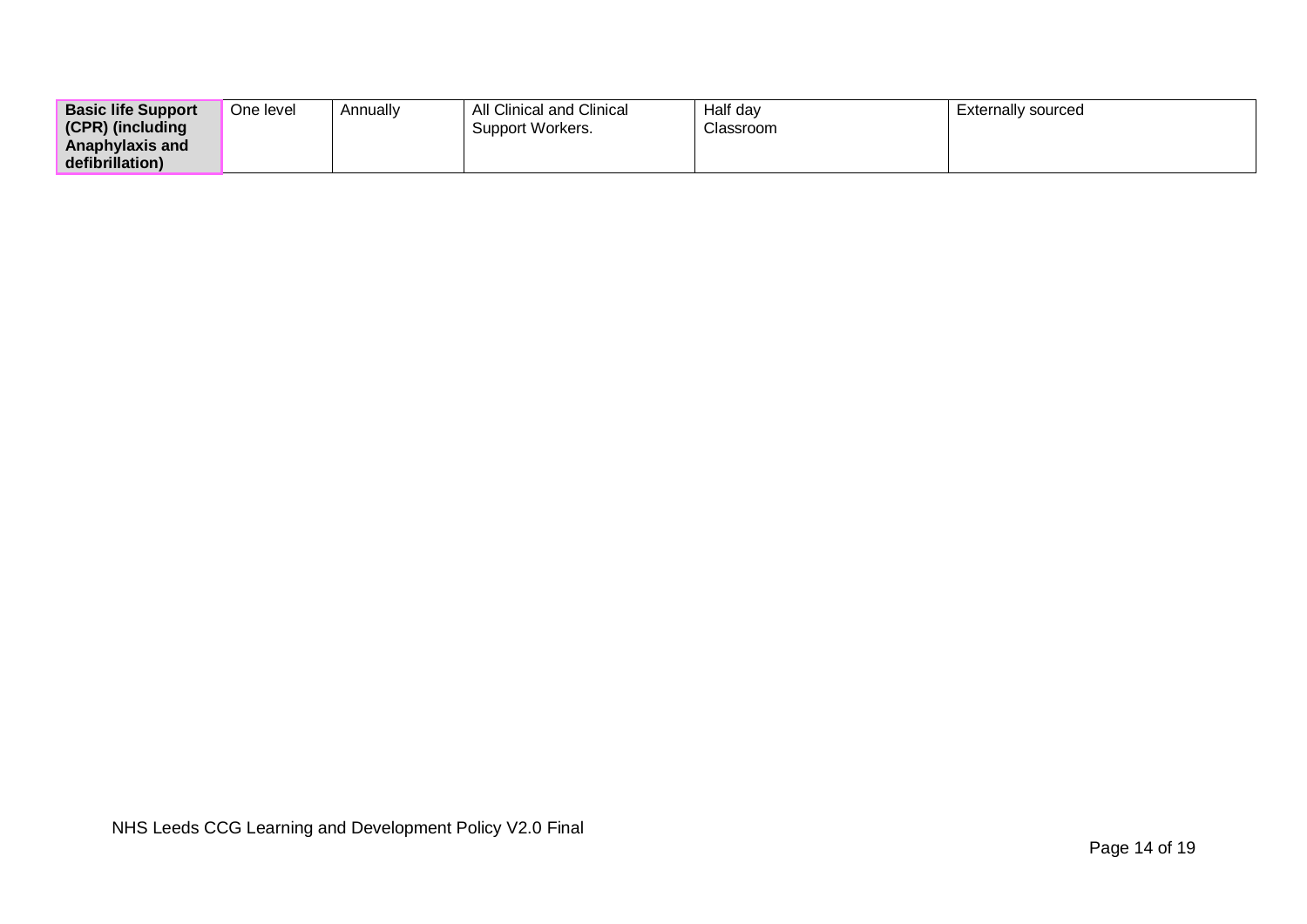| | | | | | |
|---|---|---|---|---|---|
| **Basic life Support (CPR) (including Anaphylaxis and defibrillation)** | One level | Annually | All Clinical and Clinical Support Workers. | Half day Classroom | Externally sourced |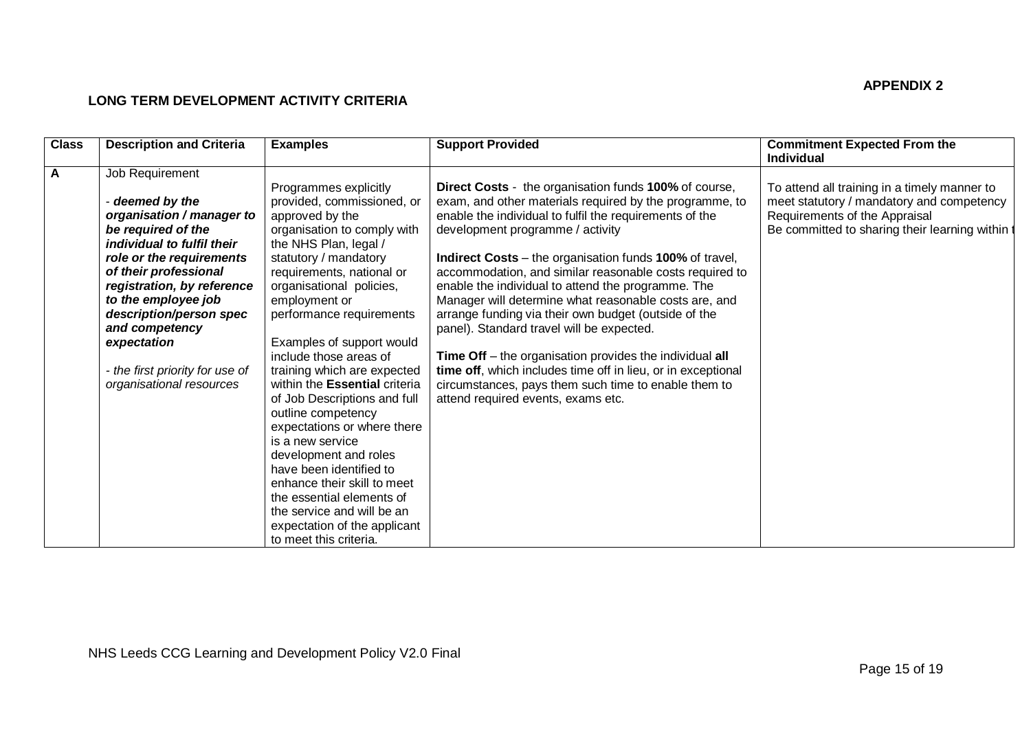**APPENDIX 2**

## LONG TERM DEVELOPMENT ACTIVITY CRITERIA

| Class | Description and Criteria | Examples | Support Provided | Commitment Expected From the Individual |
|---|---|---|---|---|
| **A** | Job Requirement<br><br>- ***deemed by the organisation / manager to be required of the individual to fulfil their role or the requirements of their professional registration, by reference to the employee job description/person spec and competency expectation***<br><br>*- the first priority for use of organisational resources* | Programmes explicitly provided, commissioned, or approved by the organisation to comply with the NHS Plan, legal / statutory / mandatory requirements, national or organisational policies, employment or performance requirements<br><br>Examples of support would include those areas of training which are expected within the **Essential** criteria of Job Descriptions and full outline competency expectations or where there is a new service development and roles have been identified to enhance their skill to meet the essential elements of the service and will be an expectation of the applicant to meet this criteria. | **Direct Costs** - the organisation funds **100%** of course, exam, and other materials required by the programme, to enable the individual to fulfil the requirements of the development programme / activity<br><br>**Indirect Costs** – the organisation funds **100%** of travel, accommodation, and similar reasonable costs required to enable the individual to attend the programme. The Manager will determine what reasonable costs are, and arrange funding via their own budget (outside of the panel). Standard travel will be expected.<br><br>**Time Off** – the organisation provides the individual **all time off**, which includes time off in lieu, or in exceptional circumstances, pays them such time to enable them to attend required events, exams etc. | To attend all training in a timely manner to meet statutory / mandatory and competency Requirements of the Appraisal<br>Be committed to sharing their learning within t |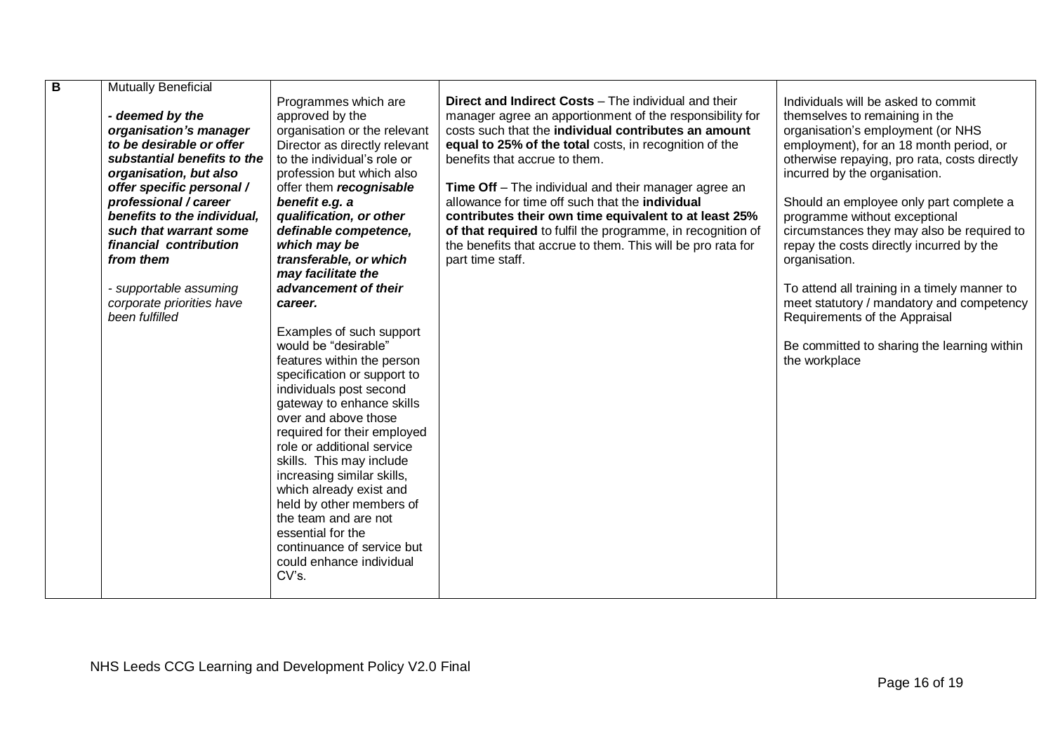| B | Mutually Beneficial<br><br>***- deemed by the organisation's manager to be desirable or offer substantial benefits to the organisation, but also offer specific personal / professional / career benefits to the individual, such that warrant some financial contribution from them***<br><br>*- supportable assuming corporate priorities have been fulfilled* | Programmes which are approved by the organisation or the relevant Director as directly relevant to the individual's role or profession but which also offer them ***recognisable benefit e.g. a qualification, or other definable competence, which may be transferable, or which may facilitate the advancement of their career.***<br><br>Examples of such support would be "desirable" features within the person specification or support to individuals post second gateway to enhance skills over and above those required for their employed role or additional service skills. This may include increasing similar skills, which already exist and held by other members of the team and are not essential for the continuance of service but could enhance individual CV's. | **Direct and Indirect Costs** – The individual and their manager agree an apportionment of the responsibility for costs such that the **individual contributes an amount equal to 25% of the total** costs, in recognition of the benefits that accrue to them.<br><br>**Time Off** – The individual and their manager agree an allowance for time off such that the **individual contributes their own time equivalent to at least 25% of that required** to fulfil the programme, in recognition of the benefits that accrue to them. This will be pro rata for part time staff. | Individuals will be asked to commit themselves to remaining in the organisation's employment (or NHS employment), for an 18 month period, or otherwise repaying, pro rata, costs directly incurred by the organisation.<br><br>Should an employee only part complete a programme without exceptional circumstances they may also be required to repay the costs directly incurred by the organisation.<br><br>To attend all training in a timely manner to meet statutory / mandatory and competency Requirements of the Appraisal<br><br>Be committed to sharing the learning within the workplace |
|---|---|---|---|---|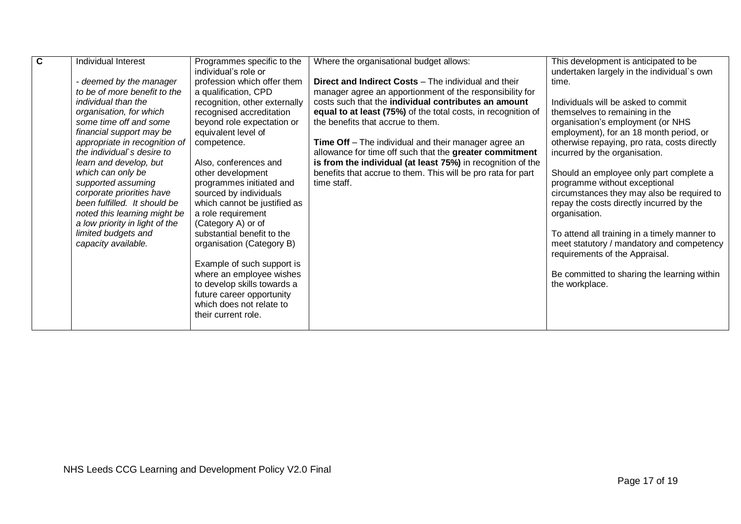| C | Individual Interest<br><br>*- deemed by the manager to be of more benefit to the individual than the organisation, for which some time off and some financial support may be appropriate in recognition of the individual`s desire to learn and develop, but which can only be supported assuming corporate priorities have been fulfilled. It should be noted this learning might be a low priority in light of the limited budgets and capacity available.* | Programmes specific to the individual's role or profession which offer them a qualification, CPD recognition, other externally recognised accreditation beyond role expectation or equivalent level of competence.<br><br>Also, conferences and other development programmes initiated and sourced by individuals which cannot be justified as a role requirement (Category A) or of substantial benefit to the organisation (Category B)<br><br>Example of such support is where an employee wishes to develop skills towards a future career opportunity which does not relate to their current role. | Where the organisational budget allows:<br><br>**Direct and Indirect Costs** – The individual and their manager agree an apportionment of the responsibility for costs such that the **individual contributes an amount equal to at least (75%)** of the total costs, in recognition of the benefits that accrue to them.<br><br>**Time Off** – The individual and their manager agree an allowance for time off such that the **greater commitment is from the individual (at least 75%)** in recognition of the benefits that accrue to them. This will be pro rata for part time staff. | This development is anticipated to be undertaken largely in the individual`s own time.<br><br>Individuals will be asked to commit themselves to remaining in the organisation's employment (or NHS employment), for an 18 month period, or otherwise repaying, pro rata, costs directly incurred by the organisation.<br><br>Should an employee only part complete a programme without exceptional circumstances they may also be required to repay the costs directly incurred by the organisation.<br><br>To attend all training in a timely manner to meet statutory / mandatory and competency requirements of the Appraisal.<br><br>Be committed to sharing the learning within the workplace. |
|---|---|---|---|---|

NHS Leeds CCG Learning and Development Policy V2.0 Final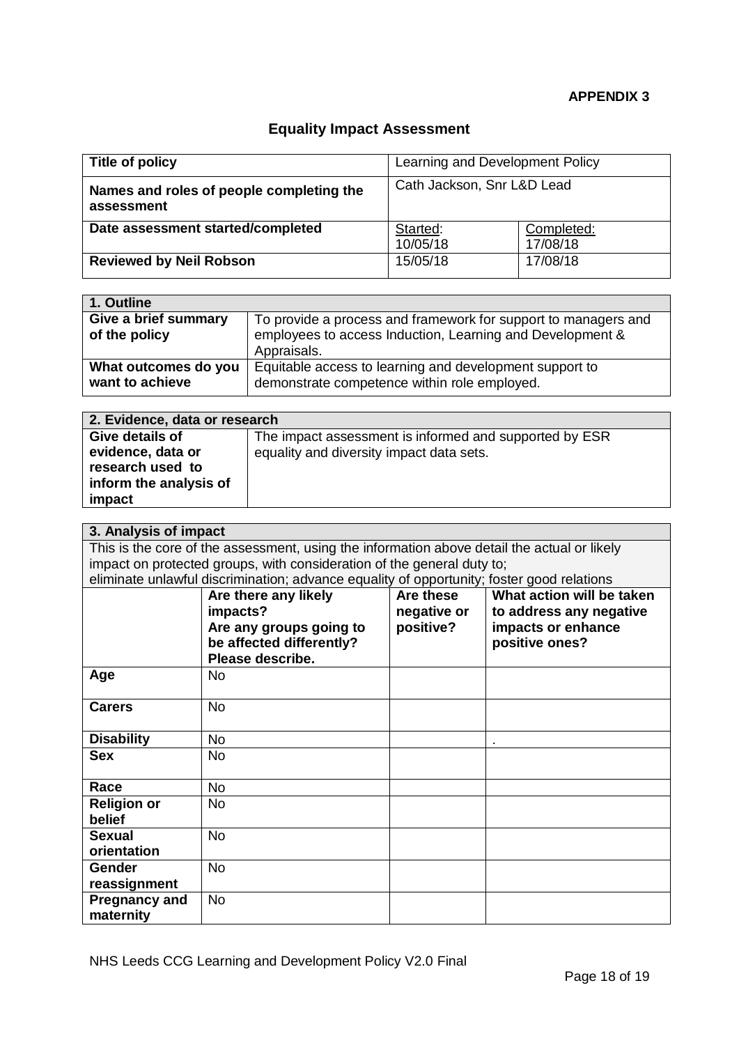**APPENDIX 3**

# Equality Impact Assessment

| Title of policy | Learning and Development Policy | |
|---|---|---|
| Names and roles of people completing the assessment | Cath Jackson, Snr L&D Lead | |
| Date assessment started/completed | Started: 10/05/18 | Completed: 17/08/18 |
| Reviewed by Neil Robson | 15/05/18 | 17/08/18 |

| 1. Outline | |
|---|---|
| Give a brief summary of the policy | To provide a process and framework for support to managers and employees to access Induction, Learning and Development & Appraisals. |
| What outcomes do you want to achieve | Equitable access to learning and development support to demonstrate competence within role employed. |

| 2. Evidence, data or research | |
|---|---|
| Give details of evidence, data or research used to inform the analysis of impact | The impact assessment is informed and supported by ESR equality and diversity impact data sets. |

**3. Analysis of impact**

This is the core of the assessment, using the information above detail the actual or likely impact on protected groups, with consideration of the general duty to; eliminate unlawful discrimination; advance equality of opportunity; foster good relations

| | Are there any likely impacts? Are any groups going to be affected differently? Please describe. | Are these negative or positive? | What action will be taken to address any negative impacts or enhance positive ones? |
|---|---|---|---|
| Age | No | | |
| Carers | No | | |
| Disability | No | | . |
| Sex | No | | |
| Race | No | | |
| Religion or belief | No | | |
| Sexual orientation | No | | |
| Gender reassignment | No | | |
| Pregnancy and maternity | No | | |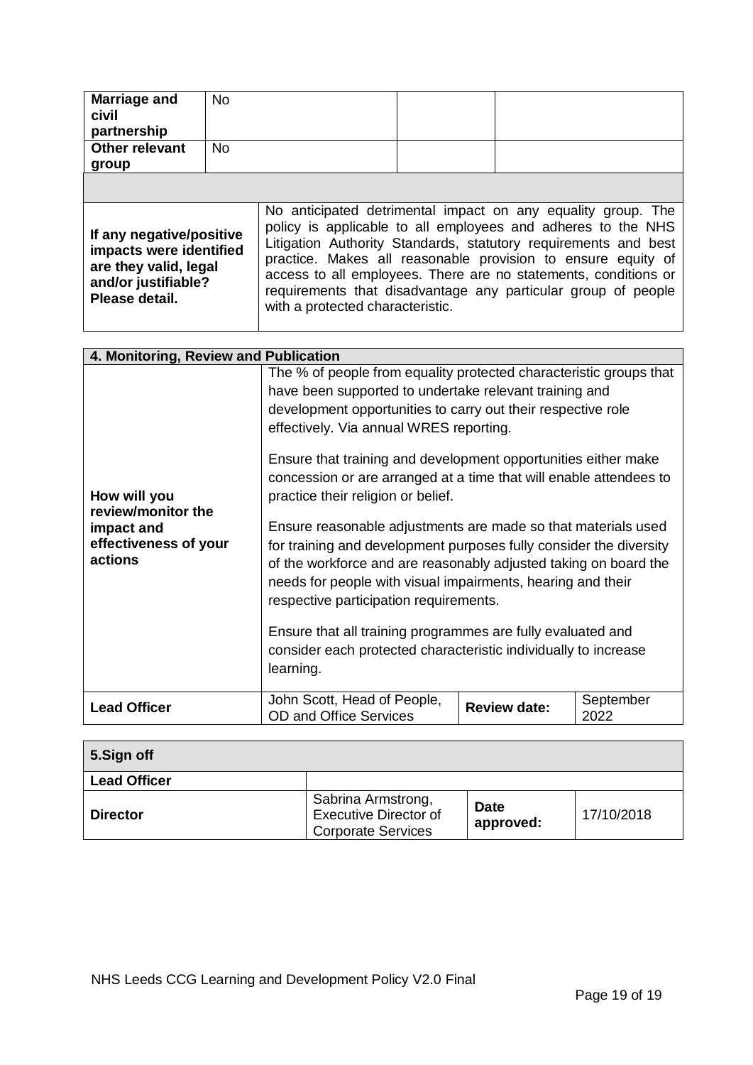| | | | |
|---|---|---|---|
| **Marriage and civil partnership** | No | | |
| **Other relevant group** | No | | |

| | |
|---|---|
| **If any negative/positive impacts were identified are they valid, legal and/or justifiable? Please detail.** | No anticipated detrimental impact on any equality group. The policy is applicable to all employees and adheres to the NHS Litigation Authority Standards, statutory requirements and best practice. Makes all reasonable provision to ensure equity of access to all employees. There are no statements, conditions or requirements that disadvantage any particular group of people with a protected characteristic. |

| **4. Monitoring, Review and Publication** | | | |
|---|---|---|---|
| **How will you review/monitor the impact and effectiveness of your actions** | The % of people from equality protected characteristic groups that have been supported to undertake relevant training and development opportunities to carry out their respective role effectively. Via annual WRES reporting.<br><br>Ensure that training and development opportunities either make concession or are arranged at a time that will enable attendees to practice their religion or belief.<br><br>Ensure reasonable adjustments are made so that materials used for training and development purposes fully consider the diversity of the workforce and are reasonably adjusted taking on board the needs for people with visual impairments, hearing and their respective participation requirements.<br><br>Ensure that all training programmes are fully evaluated and consider each protected characteristic individually to increase learning. | | |
| **Lead Officer** | John Scott, Head of People, OD and Office Services | **Review date:** | September 2022 |

| **5.Sign off** | | | |
|---|---|---|---|
| **Lead Officer** | | | |
| **Director** | Sabrina Armstrong, Executive Director of Corporate Services | **Date approved:** | 17/10/2018 |